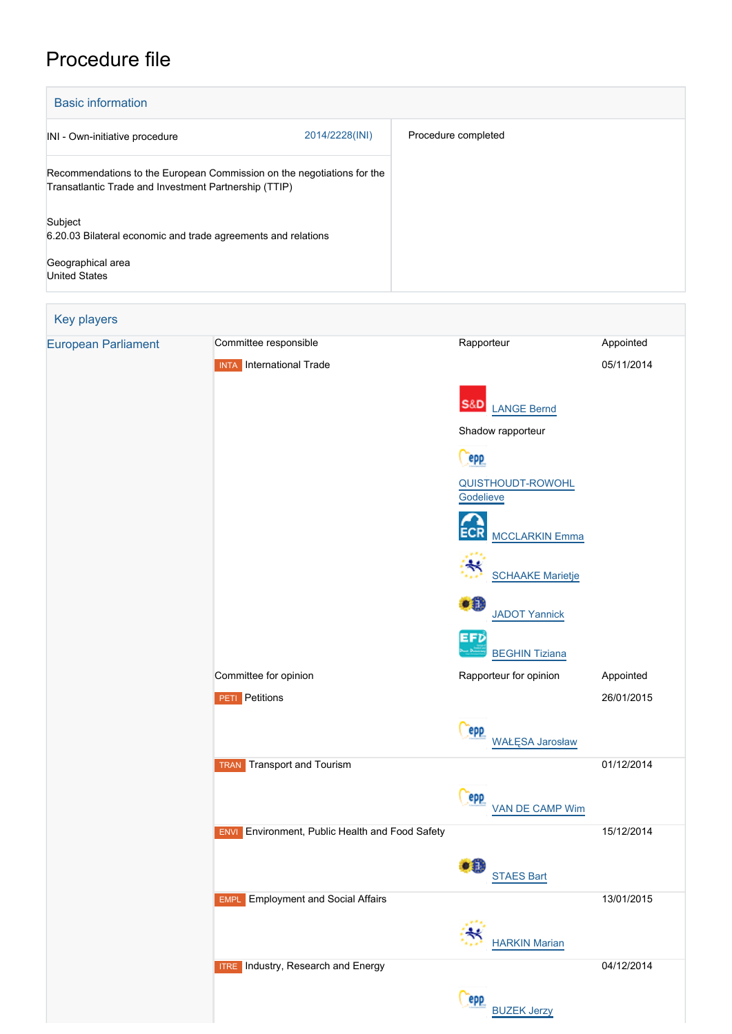# Procedure file

## Basic information

| | |
|---|---|
| INI - Own-initiative procedure 2014/2228(INI) | Procedure completed |
| Recommendations to the European Commission on the negotiations for the Transatlantic Trade and Investment Partnership (TTIP) | |
| Subject<br>6.20.03 Bilateral economic and trade agreements and relations | |
| Geographical area<br>United States | |

## Key players

| | | | |
|---|---|---|---|
| European Parliament | Committee responsible | Rapporteur | Appointed |
| | INTA International Trade | | 05/11/2014 |
| | | S&D LANGE Bernd | |
| | | Shadow rapporteur | |
| | | EPP QUISTHOUDT-ROWOHL Godelieve | |
| | | ECR MCCLARKIN Emma | |
| | | ALDE SCHAAKE Marietje | |
| | | Verts/ALE JADOT Yannick | |
| | | EFD BEGHIN Tiziana | |
| | Committee for opinion | Rapporteur for opinion | Appointed |
| | PETI Petitions | | 26/01/2015 |
| | | EPP WAŁĘSA Jarosław | |
| | TRAN Transport and Tourism | | 01/12/2014 |
| | | EPP VAN DE CAMP Wim | |
| | ENVI Environment, Public Health and Food Safety | | 15/12/2014 |
| | | Verts/ALE STAES Bart | |
| | EMPL Employment and Social Affairs | | 13/01/2015 |
| | | ALDE HARKIN Marian | |
| | ITRE Industry, Research and Energy | | 04/12/2014 |
| | | EPP BUZEK Jerzy | |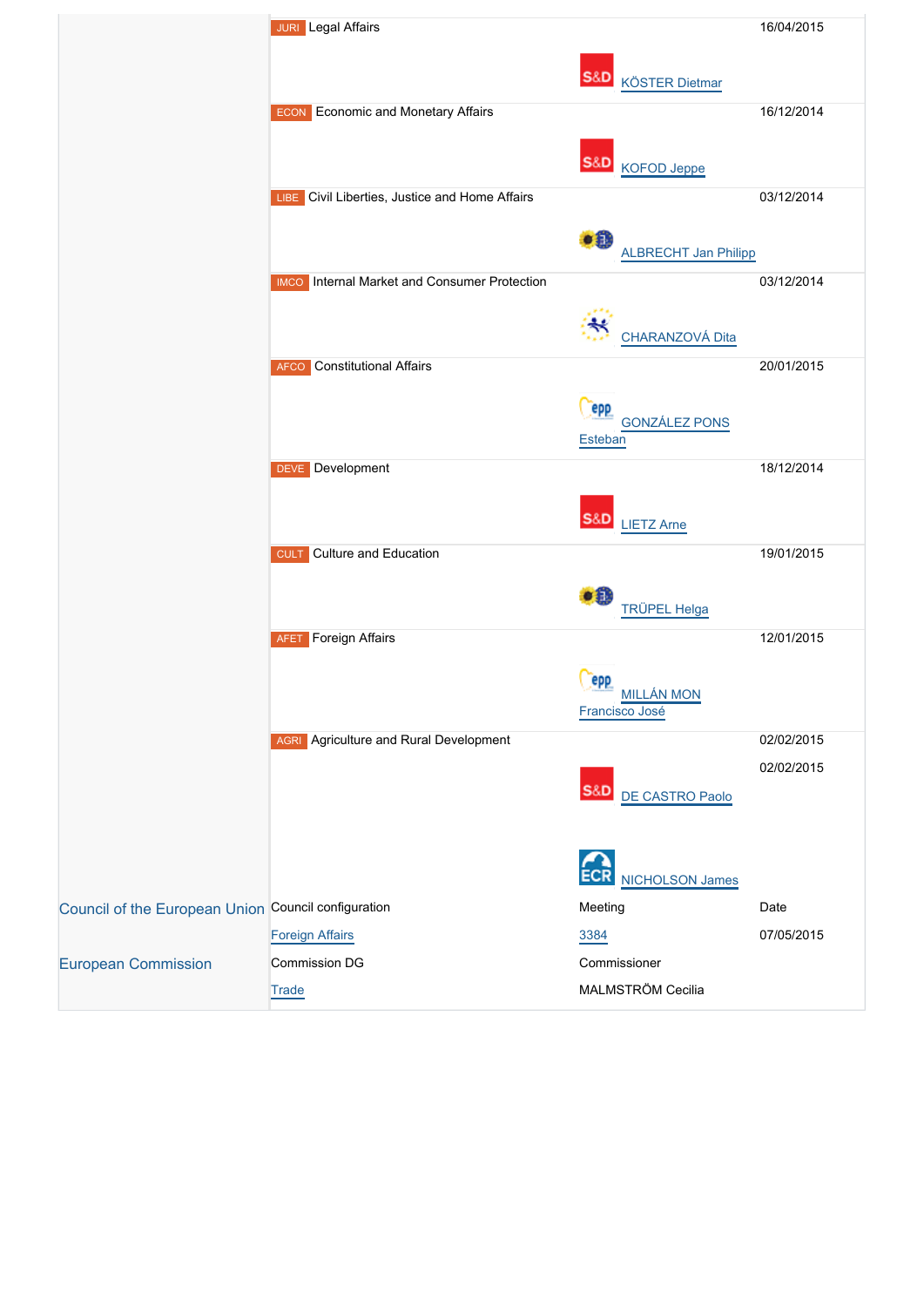| | | | |
|---|---|---|---|
| | JURI Legal Affairs | S&D KÖSTER Dietmar | 16/04/2015 |
| | ECON Economic and Monetary Affairs | S&D KOFOD Jeppe | 16/12/2014 |
| | LIBE Civil Liberties, Justice and Home Affairs | ALBRECHT Jan Philipp | 03/12/2014 |
| | IMCO Internal Market and Consumer Protection | CHARANZOVÁ Dita | 03/12/2014 |
| | AFCO Constitutional Affairs | epp GONZÁLEZ PONS Esteban | 20/01/2015 |
| | DEVE Development | S&D LIETZ Arne | 18/12/2014 |
| | CULT Culture and Education | TRÜPEL Helga | 19/01/2015 |
| | AFET Foreign Affairs | epp MILLÁN MON Francisco José | 12/01/2015 |
| | AGRI Agriculture and Rural Development | S&D DE CASTRO Paolo | 02/02/2015 |
| | | ECR NICHOLSON James | 02/02/2015 |
| Council of the European Union | Council configuration | Meeting | Date |
| | Foreign Affairs | 3384 | 07/05/2015 |
| European Commission | Commission DG | Commissioner | |
| | Trade | MALMSTRÖM Cecilia | |